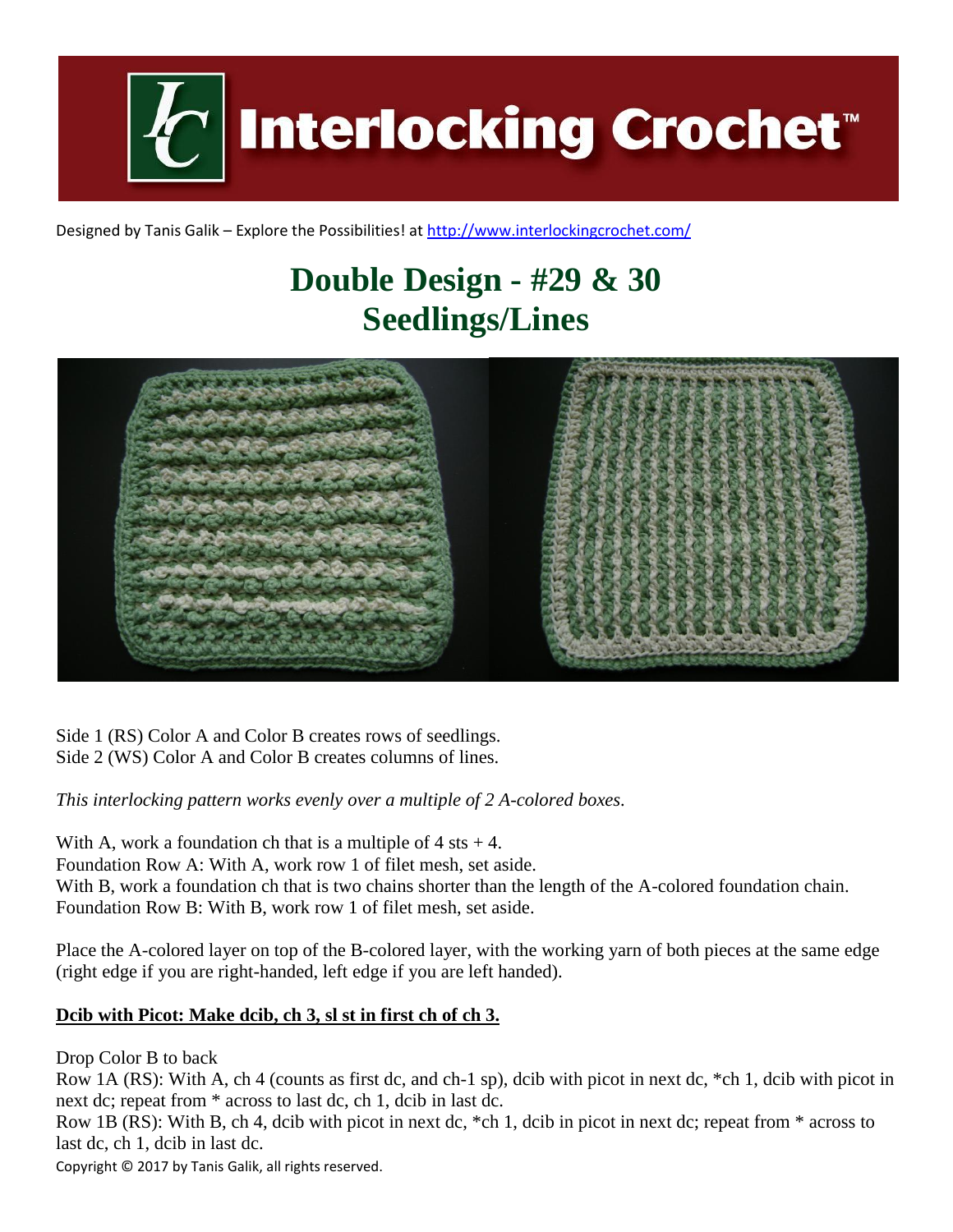# Interlocking Crochet™

Designed by Tanis Galik – Explore the Possibilities! at http://www.interlockingcrochet.com/

## Double Design - #29 & 30
## Seedlings/Lines

Side 1 (RS) Color A and Color B creates rows of seedlings.
Side 2 (WS) Color A and Color B creates columns of lines.

*This interlocking pattern works evenly over a multiple of 2 A-colored boxes.*

With A, work a foundation ch that is a multiple of 4 sts + 4.
Foundation Row A: With A, work row 1 of filet mesh, set aside.
With B, work a foundation ch that is two chains shorter than the length of the A-colored foundation chain.
Foundation Row B: With B, work row 1 of filet mesh, set aside.

Place the A-colored layer on top of the B-colored layer, with the working yarn of both pieces at the same edge (right edge if you are right-handed, left edge if you are left handed).

**Dcib with Picot: Make dcib, ch 3, sl st in first ch of ch 3.**

Drop Color B to back
Row 1A (RS): With A, ch 4 (counts as first dc, and ch-1 sp), dcib with picot in next dc, *ch 1, dcib with picot in next dc; repeat from * across to last dc, ch 1, dcib in last dc.
Row 1B (RS): With B, ch 4, dcib with picot in next dc, *ch 1, dcib in picot in next dc; repeat from * across to last dc, ch 1, dcib in last dc.

Copyright © 2017 by Tanis Galik, all rights reserved.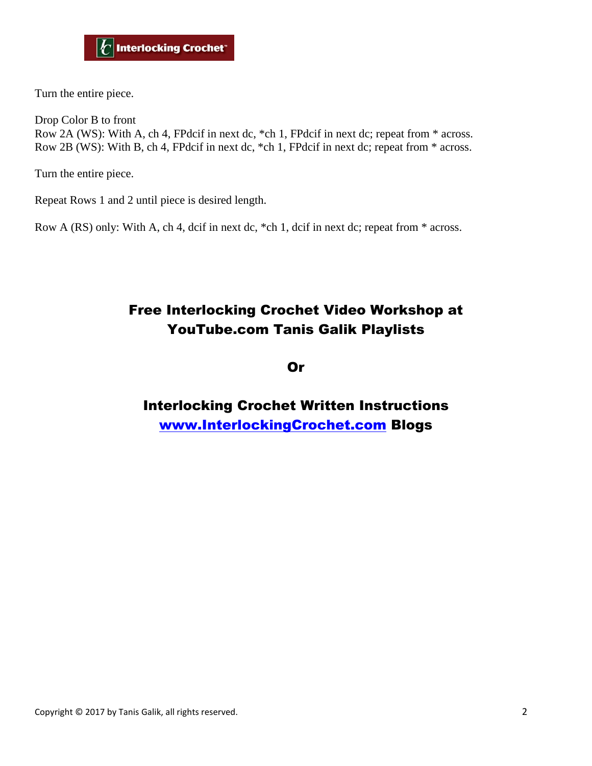Turn the entire piece.

Drop Color B to front
Row 2A (WS): With A, ch 4, FPdcif in next dc, *ch 1, FPdcif in next dc; repeat from * across.
Row 2B (WS): With B, ch 4, FPdcif in next dc, *ch 1, FPdcif in next dc; repeat from * across.

Turn the entire piece.

Repeat Rows 1 and 2 until piece is desired length.

Row A (RS) only: With A, ch 4, dcif in next dc, *ch 1, dcif in next dc; repeat from * across.

**Free Interlocking Crochet Video Workshop at YouTube.com Tanis Galik Playlists**

**Or**

**Interlocking Crochet Written Instructions [www.InterlockingCrochet.com](http://www.InterlockingCrochet.com) Blogs**

Copyright © 2017 by Tanis Galik, all rights reserved.